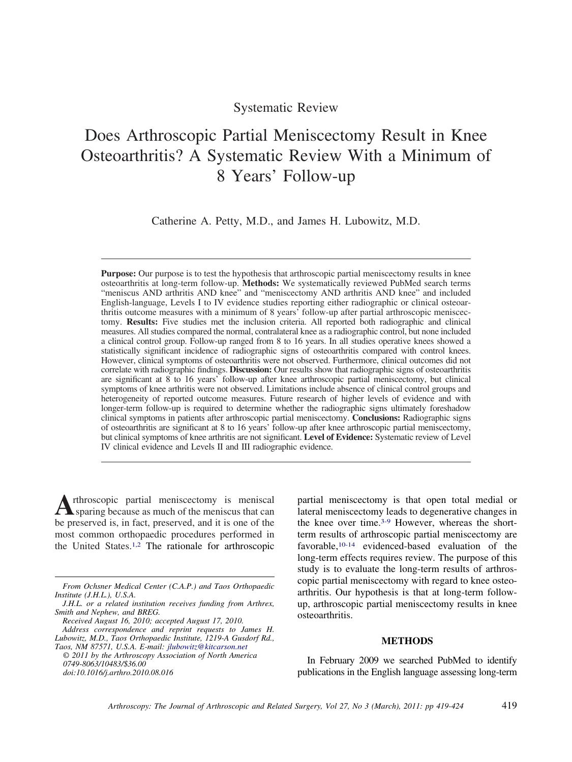Systematic Review

# Does Arthroscopic Partial Meniscectomy Result in Knee Osteoarthritis? A Systematic Review With a Minimum of 8 Years' Follow-up

Catherine A. Petty, M.D., and James H. Lubowitz, M.D.

**Purpose:** Our purpose is to test the hypothesis that arthroscopic partial meniscectomy results in knee osteoarthritis at long-term follow-up. **Methods:** We systematically reviewed PubMed search terms "meniscus AND arthritis AND knee" and "meniscectomy AND arthritis AND knee" and included English-language, Levels I to IV evidence studies reporting either radiographic or clinical osteoarthritis outcome measures with a minimum of 8 years' follow-up after partial arthroscopic meniscectomy. **Results:** Five studies met the inclusion criteria. All reported both radiographic and clinical measures. All studies compared the normal, contralateral knee as a radiographic control, but none included a clinical control group. Follow-up ranged from 8 to 16 years. In all studies operative knees showed a statistically significant incidence of radiographic signs of osteoarthritis compared with control knees. However, clinical symptoms of osteoarthritis were not observed. Furthermore, clinical outcomes did not correlate with radiographic findings. **Discussion:** Our results show that radiographic signs of osteoarthritis are significant at 8 to 16 years' follow-up after knee arthroscopic partial meniscectomy, but clinical symptoms of knee arthritis were not observed. Limitations include absence of clinical control groups and heterogeneity of reported outcome measures. Future research of higher levels of evidence and with longer-term follow-up is required to determine whether the radiographic signs ultimately foreshadow clinical symptoms in patients after arthroscopic partial meniscectomy. **Conclusions:** Radiographic signs of osteoarthritis are significant at 8 to 16 years' follow-up after knee arthroscopic partial meniscectomy, but clinical symptoms of knee arthritis are not significant. **Level of Evidence:** Systematic review of Level IV clinical evidence and Levels II and III radiographic evidence.

Arthroscopic partial meniscectomy is meniscal sparing because as much of the meniscus that can be preserved is, in fact, preserved, and it is one of the most common orthopaedic procedures performed in the United States.[1,2] The rationale for arthroscopic partial meniscectomy is that open total medial or lateral meniscectomy leads to degenerative changes in the knee over time.[3-9] However, whereas the short-term results of arthroscopic partial meniscectomy are favorable,[10-14] evidenced-based evaluation of the long-term effects requires review. The purpose of this study is to evaluate the long-term results of arthroscopic partial meniscectomy with regard to knee osteoarthritis. Our hypothesis is that at long-term follow-up, arthroscopic partial meniscectomy results in knee osteoarthritis.

*From Ochsner Medical Center (C.A.P.) and Taos Orthopaedic Institute (J.H.L.), U.S.A.*

*J.H.L. or a related institution receives funding from Arthrex, Smith and Nephew, and BREG.*

*Received August 16, 2010; accepted August 17, 2010.*

*Address correspondence and reprint requests to James H. Lubowitz, M.D., Taos Orthopaedic Institute, 1219-A Gusdorf Rd., Taos, NM 87571, U.S.A. E-mail: jlubowitz@kitcarson.net*

*© 2011 by the Arthroscopy Association of North America*

*0749-8063/10483/$36.00*

*doi:10.1016/j.arthro.2010.08.016*

## METHODS

In February 2009 we searched PubMed to identify publications in the English language assessing long-term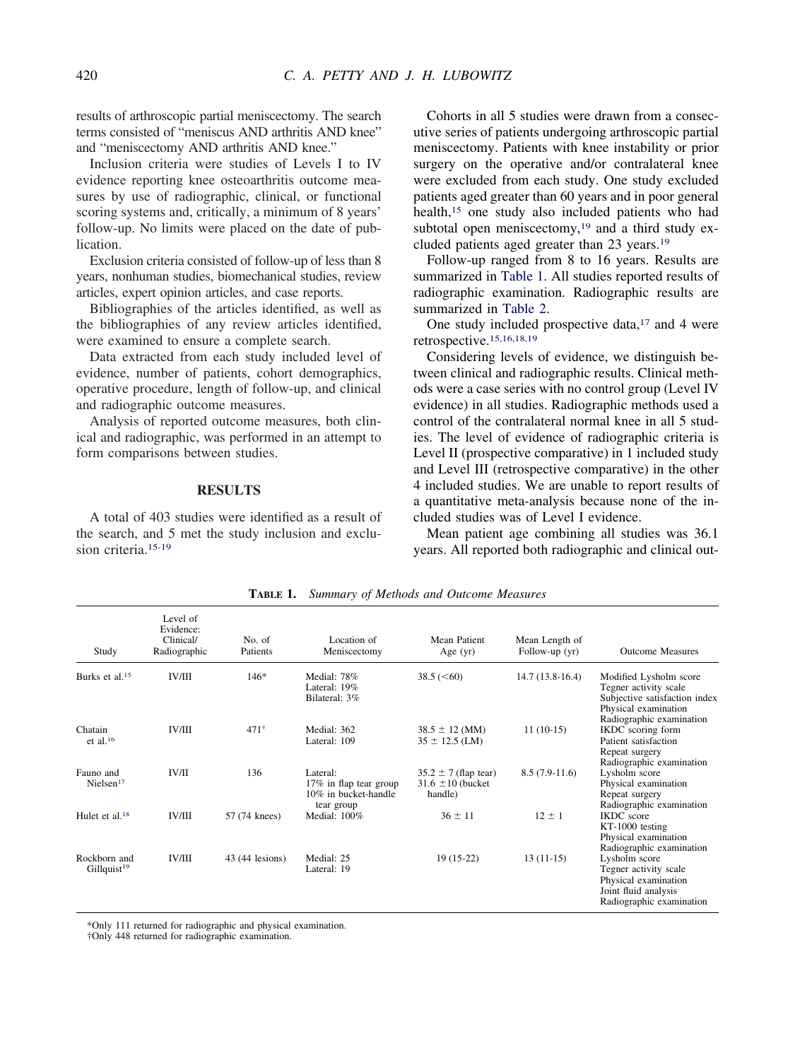results of arthroscopic partial meniscectomy. The search terms consisted of "meniscus AND arthritis AND knee" and "meniscectomy AND arthritis AND knee."

Inclusion criteria were studies of Levels I to IV evidence reporting knee osteoarthritis outcome measures by use of radiographic, clinical, or functional scoring systems and, critically, a minimum of 8 years' follow-up. No limits were placed on the date of publication.

Exclusion criteria consisted of follow-up of less than 8 years, nonhuman studies, biomechanical studies, review articles, expert opinion articles, and case reports.

Bibliographies of the articles identified, as well as the bibliographies of any review articles identified, were examined to ensure a complete search.

Data extracted from each study included level of evidence, number of patients, cohort demographics, operative procedure, length of follow-up, and clinical and radiographic outcome measures.

Analysis of reported outcome measures, both clinical and radiographic, was performed in an attempt to form comparisons between studies.

## RESULTS

A total of 403 studies were identified as a result of the search, and 5 met the study inclusion and exclusion criteria.[15-19]

Cohorts in all 5 studies were drawn from a consecutive series of patients undergoing arthroscopic partial meniscectomy. Patients with knee instability or prior surgery on the operative and/or contralateral knee were excluded from each study. One study excluded patients aged greater than 60 years and in poor general health,[15] one study also included patients who had subtotal open meniscectomy,[19] and a third study excluded patients aged greater than 23 years.[19]

Follow-up ranged from 8 to 16 years. Results are summarized in Table 1. All studies reported results of radiographic examination. Radiographic results are summarized in Table 2.

One study included prospective data,[17] and 4 were retrospective.[15,16,18,19]

Considering levels of evidence, we distinguish between clinical and radiographic results. Clinical methods were a case series with no control group (Level IV evidence) in all studies. Radiographic methods used a control of the contralateral normal knee in all 5 studies. The level of evidence of radiographic criteria is Level II (prospective comparative) in 1 included study and Level III (retrospective comparative) in the other 4 included studies. We are unable to report results of a quantitative meta-analysis because none of the included studies was of Level I evidence.

Mean patient age combining all studies was 36.1 years. All reported both radiographic and clinical out-

**TABLE 1.** *Summary of Methods and Outcome Measures*

| Study | Level of Evidence: Clinical/ Radiographic | No. of Patients | Location of Meniscectomy | Mean Patient Age (yr) | Mean Length of Follow-up (yr) | Outcome Measures |
|---|---|---|---|---|---|---|
| Burks et al.[15] | IV/III | 146* | Medial: 78%<br>Lateral: 19%<br>Bilateral: 3% | 38.5 (<60) | 14.7 (13.8-16.4) | Modified Lysholm score<br>Tegner activity scale<br>Subjective satisfaction index<br>Physical examination<br>Radiographic examination |
| Chatain et al.[16] | IV/III | 471† | Medial: 362<br>Lateral: 109 | 38.5 ± 12 (MM)<br>35 ± 12.5 (LM) | 11 (10-15) | IKDC scoring form<br>Patient satisfaction<br>Repeat surgery<br>Radiographic examination |
| Fauno and Nielsen[17] | IV/II | 136 | Lateral:<br>17% in flap tear group<br>10% in bucket-handle tear group | 35.2 ± 7 (flap tear)<br>31.6 ±10 (bucket handle) | 8.5 (7.9-11.6) | Lysholm score<br>Physical examination<br>Repeat surgery<br>Radiographic examination |
| Hulet et al.[18] | IV/III | 57 (74 knees) | Medial: 100% | 36 ± 11 | 12 ± 1 | IKDC score<br>KT-1000 testing<br>Physical examination<br>Radiographic examination |
| Rockborn and Gillquist[19] | IV/III | 43 (44 lesions) | Medial: 25<br>Lateral: 19 | 19 (15-22) | 13 (11-15) | Lysholm score<br>Tegner activity scale<br>Physical examination<br>Joint fluid analysis<br>Radiographic examination |

*Only 111 returned for radiographic and physical examination.
†Only 448 returned for radiographic examination.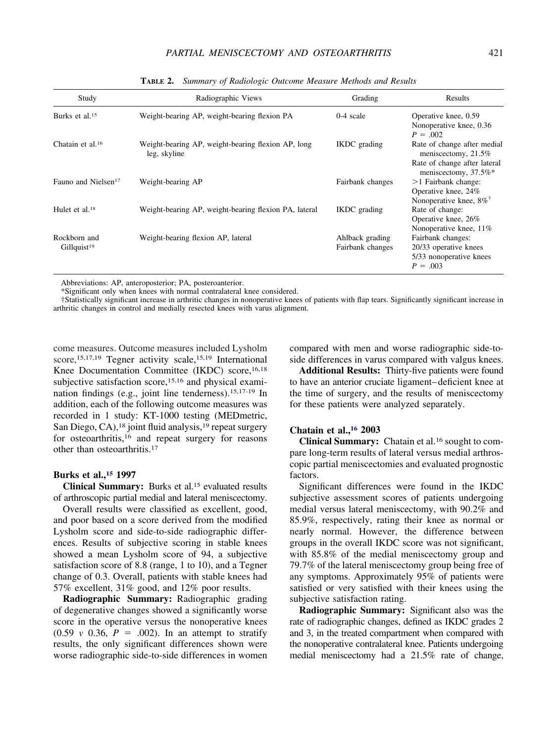**Table 2.** *Summary of Radiologic Outcome Measure Methods and Results*

| Study | Radiographic Views | Grading | Results |
|---|---|---|---|
| Burks et al.[15] | Weight-bearing AP, weight-bearing flexion PA | 0-4 scale | Operative knee, 0.59<br>Nonoperative knee, 0.36<br>$P = .002$ |
| Chatain et al.[16] | Weight-bearing AP, weight-bearing flexion AP, long leg, skyline | IKDC grading | Rate of change after medial meniscectomy, 21.5%<br>Rate of change after lateral meniscectomy, 37.5%* |
| Fauno and Nielsen[17] | Weight-bearing AP | Fairbank changes | >1 Fairbank change:<br>Operative knee, 24%<br>Nonoperative knee, 8%† |
| Hulet et al.[18] | Weight-bearing AP, weight-bearing flexion PA, lateral | IKDC grading | Rate of change:<br>Operative knee, 26%<br>Nonoperative knee, 11% |
| Rockborn and Gillquist[19] | Weight-bearing flexion AP, lateral | Ahlback grading<br>Fairbank changes | Fairbank changes:<br>20/33 operative knees<br>5/33 nonoperative knees<br>$P = .003$ |

Abbreviations: AP, anteroposterior; PA, posteroanterior.

*Significant only when knees with normal contralateral knee considered.

†Statistically significant increase in arthritic changes in nonoperative knees of patients with flap tears. Significantly significant increase in arthritic changes in control and medially resected knees with varus alignment.

come measures. Outcome measures included Lysholm score,[15,17,19] Tegner activity scale,[15,19] International Knee Documentation Committee (IKDC) score,[16,18] subjective satisfaction score,[15,16] and physical examination findings (e.g., joint line tenderness).[15,17-19] In addition, each of the following outcome measures was recorded in 1 study: KT-1000 testing (MEDmetric, San Diego, CA),[18] joint fluid analysis,[19] repeat surgery for osteoarthritis,[16] and repeat surgery for reasons other than osteoarthritis.[17]

### Burks et al.,[15] 1997

**Clinical Summary:** Burks et al.[15] evaluated results of arthroscopic partial medial and lateral meniscectomy.

Overall results were classified as excellent, good, and poor based on a score derived from the modified Lysholm score and side-to-side radiographic differences. Results of subjective scoring in stable knees showed a mean Lysholm score of 94, a subjective satisfaction score of 8.8 (range, 1 to 10), and a Tegner change of 0.3. Overall, patients with stable knees had 57% excellent, 31% good, and 12% poor results.

**Radiographic Summary:** Radiographic grading of degenerative changes showed a significantly worse score in the operative versus the nonoperative knees (0.59 *v* 0.36, $P = .002$). In an attempt to stratify results, the only significant differences shown were worse radiographic side-to-side differences in women compared with men and worse radiographic side-to-side differences in varus compared with valgus knees.

**Additional Results:** Thirty-five patients were found to have an anterior cruciate ligament–deficient knee at the time of surgery, and the results of meniscectomy for these patients were analyzed separately.

### Chatain et al.,[16] 2003

**Clinical Summary:** Chatain et al.[16] sought to compare long-term results of lateral versus medial arthroscopic partial meniscectomies and evaluated prognostic factors.

Significant differences were found in the IKDC subjective assessment scores of patients undergoing medial versus lateral meniscectomy, with 90.2% and 85.9%, respectively, rating their knee as normal or nearly normal. However, the difference between groups in the overall IKDC score was not significant, with 85.8% of the medial meniscectomy group and 79.7% of the lateral meniscectomy group being free of any symptoms. Approximately 95% of patients were satisfied or very satisfied with their knees using the subjective satisfaction rating.

**Radiographic Summary:** Significant also was the rate of radiographic changes, defined as IKDC grades 2 and 3, in the treated compartment when compared with the nonoperative contralateral knee. Patients undergoing medial meniscectomy had a 21.5% rate of change,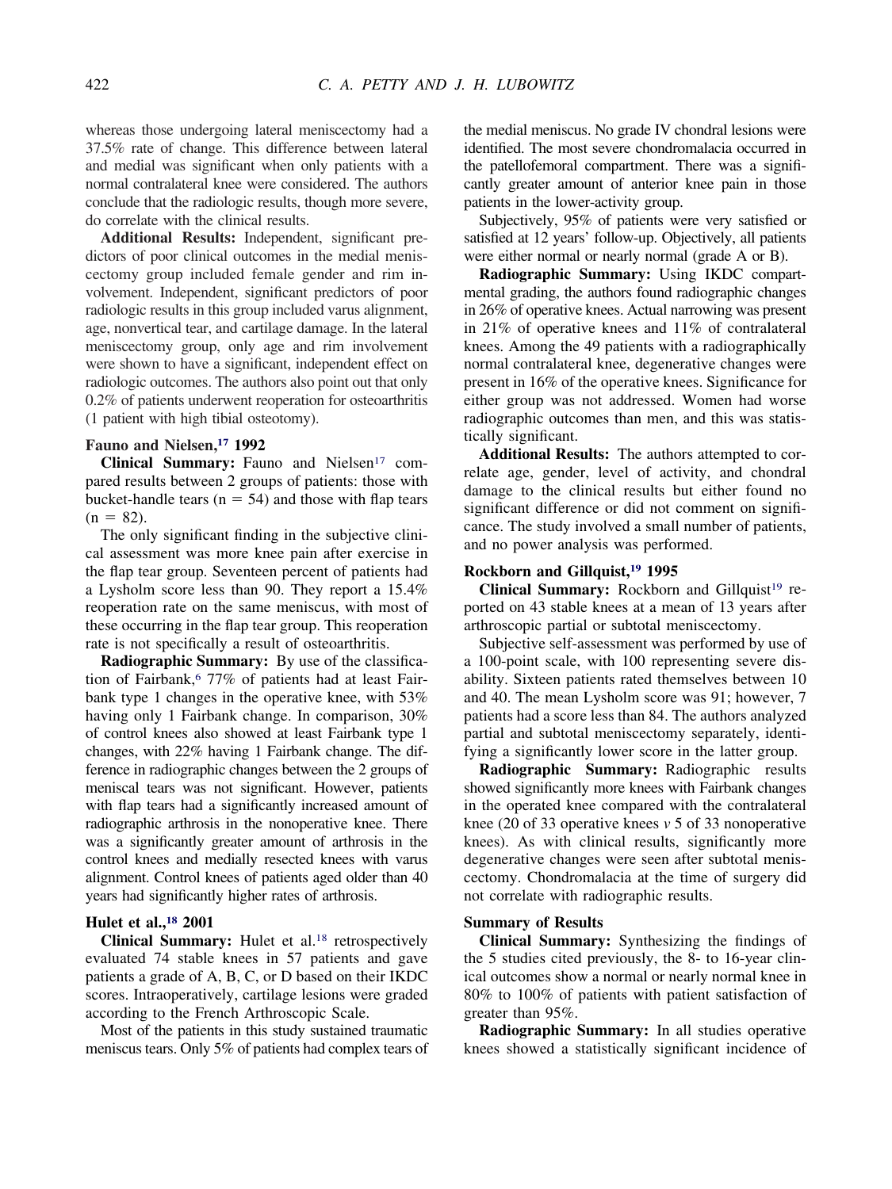whereas those undergoing lateral meniscectomy had a 37.5% rate of change. This difference between lateral and medial was significant when only patients with a normal contralateral knee were considered. The authors conclude that the radiologic results, though more severe, do correlate with the clinical results.

**Additional Results:** Independent, significant predictors of poor clinical outcomes in the medial meniscectomy group included female gender and rim involvement. Independent, significant predictors of poor radiologic results in this group included varus alignment, age, nonvertical tear, and cartilage damage. In the lateral meniscectomy group, only age and rim involvement were shown to have a significant, independent effect on radiologic outcomes. The authors also point out that only 0.2% of patients underwent reoperation for osteoarthritis (1 patient with high tibial osteotomy).

### Fauno and Nielsen,[17] 1992

**Clinical Summary:** Fauno and Nielsen[17] compared results between 2 groups of patients: those with bucket-handle tears ($n = 54$) and those with flap tears ($n = 82$).

The only significant finding in the subjective clinical assessment was more knee pain after exercise in the flap tear group. Seventeen percent of patients had a Lysholm score less than 90. They report a 15.4% reoperation rate on the same meniscus, with most of these occurring in the flap tear group. This reoperation rate is not specifically a result of osteoarthritis.

**Radiographic Summary:** By use of the classification of Fairbank,[6] 77% of patients had at least Fairbank type 1 changes in the operative knee, with 53% having only 1 Fairbank change. In comparison, 30% of control knees also showed at least Fairbank type 1 changes, with 22% having 1 Fairbank change. The difference in radiographic changes between the 2 groups of meniscal tears was not significant. However, patients with flap tears had a significantly increased amount of radiographic arthrosis in the nonoperative knee. There was a significantly greater amount of arthrosis in the control knees and medially resected knees with varus alignment. Control knees of patients aged older than 40 years had significantly higher rates of arthrosis.

### Hulet et al.,[18] 2001

**Clinical Summary:** Hulet et al.[18] retrospectively evaluated 74 stable knees in 57 patients and gave patients a grade of A, B, C, or D based on their IKDC scores. Intraoperatively, cartilage lesions were graded according to the French Arthroscopic Scale.

Most of the patients in this study sustained traumatic meniscus tears. Only 5% of patients had complex tears of the medial meniscus. No grade IV chondral lesions were identified. The most severe chondromalacia occurred in the patellofemoral compartment. There was a significantly greater amount of anterior knee pain in those patients in the lower-activity group.

Subjectively, 95% of patients were very satisfied or satisfied at 12 years' follow-up. Objectively, all patients were either normal or nearly normal (grade A or B).

**Radiographic Summary:** Using IKDC compartmental grading, the authors found radiographic changes in 26% of operative knees. Actual narrowing was present in 21% of operative knees and 11% of contralateral knees. Among the 49 patients with a radiographically normal contralateral knee, degenerative changes were present in 16% of the operative knees. Significance for either group was not addressed. Women had worse radiographic outcomes than men, and this was statistically significant.

**Additional Results:** The authors attempted to correlate age, gender, level of activity, and chondral damage to the clinical results but either found no significant difference or did not comment on significance. The study involved a small number of patients, and no power analysis was performed.

### Rockborn and Gillquist,[19] 1995

**Clinical Summary:** Rockborn and Gillquist[19] reported on 43 stable knees at a mean of 13 years after arthroscopic partial or subtotal meniscectomy.

Subjective self-assessment was performed by use of a 100-point scale, with 100 representing severe disability. Sixteen patients rated themselves between 10 and 40. The mean Lysholm score was 91; however, 7 patients had a score less than 84. The authors analyzed partial and subtotal meniscectomy separately, identifying a significantly lower score in the latter group.

**Radiographic Summary:** Radiographic results showed significantly more knees with Fairbank changes in the operated knee compared with the contralateral knee (20 of 33 operative knees *v* 5 of 33 nonoperative knees). As with clinical results, significantly more degenerative changes were seen after subtotal meniscectomy. Chondromalacia at the time of surgery did not correlate with radiographic results.

### Summary of Results

**Clinical Summary:** Synthesizing the findings of the 5 studies cited previously, the 8- to 16-year clinical outcomes show a normal or nearly normal knee in 80% to 100% of patients with patient satisfaction of greater than 95%.

**Radiographic Summary:** In all studies operative knees showed a statistically significant incidence of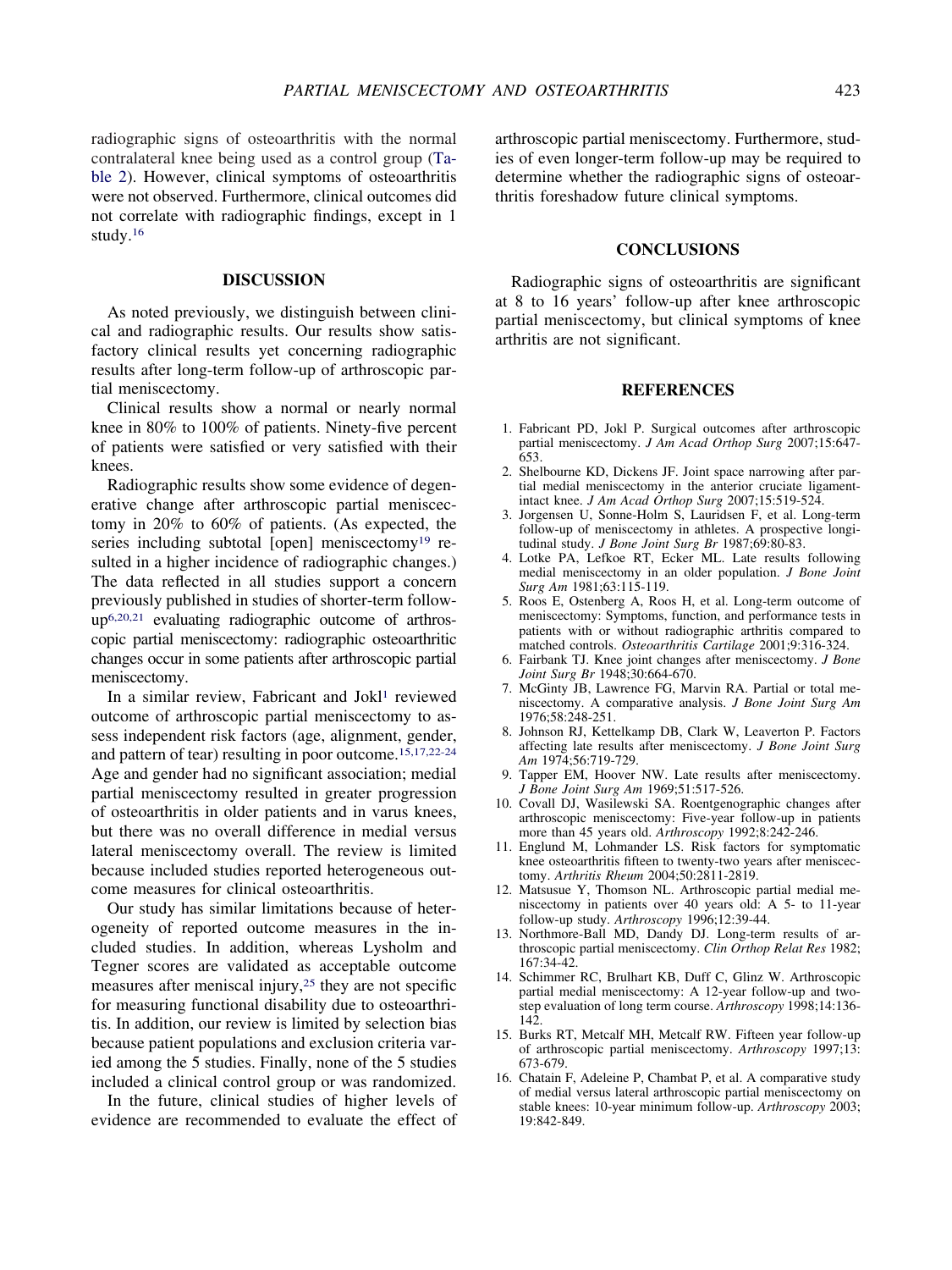radiographic signs of osteoarthritis with the normal contralateral knee being used as a control group (Table 2). However, clinical symptoms of osteoarthritis were not observed. Furthermore, clinical outcomes did not correlate with radiographic findings, except in 1 study.[16]

## DISCUSSION

As noted previously, we distinguish between clinical and radiographic results. Our results show satisfactory clinical results yet concerning radiographic results after long-term follow-up of arthroscopic partial meniscectomy.

Clinical results show a normal or nearly normal knee in 80% to 100% of patients. Ninety-five percent of patients were satisfied or very satisfied with their knees.

Radiographic results show some evidence of degenerative change after arthroscopic partial meniscectomy in 20% to 60% of patients. (As expected, the series including subtotal [open] meniscectomy[19] resulted in a higher incidence of radiographic changes.) The data reflected in all studies support a concern previously published in studies of shorter-term follow-up[6,20,21] evaluating radiographic outcome of arthroscopic partial meniscectomy: radiographic osteoarthritic changes occur in some patients after arthroscopic partial meniscectomy.

In a similar review, Fabricant and Jokl[1] reviewed outcome of arthroscopic partial meniscectomy to assess independent risk factors (age, alignment, gender, and pattern of tear) resulting in poor outcome.[15,17,22-24] Age and gender had no significant association; medial partial meniscectomy resulted in greater progression of osteoarthritis in older patients and in varus knees, but there was no overall difference in medial versus lateral meniscectomy overall. The review is limited because included studies reported heterogeneous outcome measures for clinical osteoarthritis.

Our study has similar limitations because of heterogeneity of reported outcome measures in the included studies. In addition, whereas Lysholm and Tegner scores are validated as acceptable outcome measures after meniscal injury,[25] they are not specific for measuring functional disability due to osteoarthritis. In addition, our review is limited by selection bias because patient populations and exclusion criteria varied among the 5 studies. Finally, none of the 5 studies included a clinical control group or was randomized.

In the future, clinical studies of higher levels of evidence are recommended to evaluate the effect of arthroscopic partial meniscectomy. Furthermore, studies of even longer-term follow-up may be required to determine whether the radiographic signs of osteoarthritis foreshadow future clinical symptoms.

## CONCLUSIONS

Radiographic signs of osteoarthritis are significant at 8 to 16 years' follow-up after knee arthroscopic partial meniscectomy, but clinical symptoms of knee arthritis are not significant.

## REFERENCES

1. Fabricant PD, Jokl P. Surgical outcomes after arthroscopic partial meniscectomy. *J Am Acad Orthop Surg* 2007;15:647-653.
2. Shelbourne KD, Dickens JF. Joint space narrowing after partial medial meniscectomy in the anterior cruciate ligament-intact knee. *J Am Acad Orthop Surg* 2007;15:519-524.
3. Jorgensen U, Sonne-Holm S, Lauridsen F, et al. Long-term follow-up of meniscectomy in athletes. A prospective longitudinal study. *J Bone Joint Surg Br* 1987;69:80-83.
4. Lotke PA, Lefkoe RT, Ecker ML. Late results following medial meniscectomy in an older population. *J Bone Joint Surg Am* 1981;63:115-119.
5. Roos E, Ostenberg A, Roos H, et al. Long-term outcome of meniscectomy: Symptoms, function, and performance tests in patients with or without radiographic arthritis compared to matched controls. *Osteoarthritis Cartilage* 2001;9:316-324.
6. Fairbank TJ. Knee joint changes after meniscectomy. *J Bone Joint Surg Br* 1948;30:664-670.
7. McGinty JB, Lawrence FG, Marvin RA. Partial or total meniscectomy. A comparative analysis. *J Bone Joint Surg Am* 1976;58:248-251.
8. Johnson RJ, Kettelkamp DB, Clark W, Leaverton P. Factors affecting late results after meniscectomy. *J Bone Joint Surg Am* 1974;56:719-729.
9. Tapper EM, Hoover NW. Late results after meniscectomy. *J Bone Joint Surg Am* 1969;51:517-526.
10. Covall DJ, Wasilewski SA. Roentgenographic changes after arthroscopic meniscectomy: Five-year follow-up in patients more than 45 years old. *Arthroscopy* 1992;8:242-246.
11. Englund M, Lohmander LS. Risk factors for symptomatic knee osteoarthritis fifteen to twenty-two years after meniscectomy. *Arthritis Rheum* 2004;50:2811-2819.
12. Matsusue Y, Thomson NL. Arthroscopic partial medial meniscectomy in patients over 40 years old: A 5- to 11-year follow-up study. *Arthroscopy* 1996;12:39-44.
13. Northmore-Ball MD, Dandy DJ. Long-term results of arthroscopic partial meniscectomy. *Clin Orthop Relat Res* 1982;167:34-42.
14. Schimmer RC, Brulhart KB, Duff C, Glinz W. Arthroscopic partial medial meniscectomy: A 12-year follow-up and two-step evaluation of long term course. *Arthroscopy* 1998;14:136-142.
15. Burks RT, Metcalf MH, Metcalf RW. Fifteen year follow-up of arthroscopic partial meniscectomy. *Arthroscopy* 1997;13:673-679.
16. Chatain F, Adeleine P, Chambat P, et al. A comparative study of medial versus lateral arthroscopic partial meniscectomy on stable knees: 10-year minimum follow-up. *Arthroscopy* 2003;19:842-849.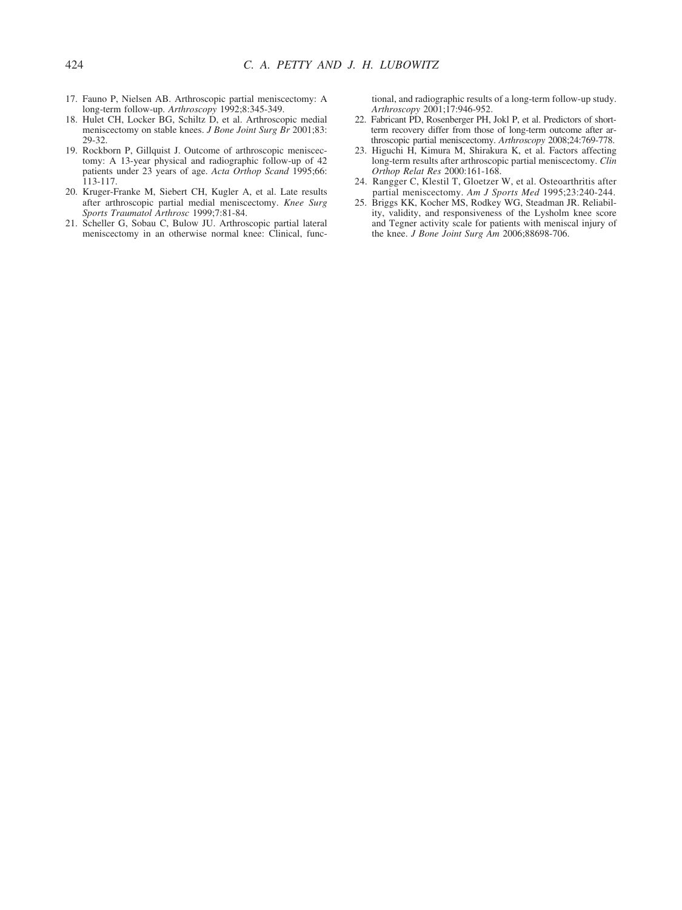17. Fauno P, Nielsen AB. Arthroscopic partial meniscectomy: A long-term follow-up. *Arthroscopy* 1992;8:345-349.
18. Hulet CH, Locker BG, Schiltz D, et al. Arthroscopic medial meniscectomy on stable knees. *J Bone Joint Surg Br* 2001;83: 29-32.
19. Rockborn P, Gillquist J. Outcome of arthroscopic meniscectomy: A 13-year physical and radiographic follow-up of 42 patients under 23 years of age. *Acta Orthop Scand* 1995;66: 113-117.
20. Kruger-Franke M, Siebert CH, Kugler A, et al. Late results after arthroscopic partial medial meniscectomy. *Knee Surg Sports Traumatol Arthrosc* 1999;7:81-84.
21. Scheller G, Sobau C, Bulow JU. Arthroscopic partial lateral meniscectomy in an otherwise normal knee: Clinical, functional, and radiographic results of a long-term follow-up study. *Arthroscopy* 2001;17:946-952.
22. Fabricant PD, Rosenberger PH, Jokl P, et al. Predictors of short-term recovery differ from those of long-term outcome after arthroscopic partial meniscectomy. *Arthroscopy* 2008;24:769-778.
23. Higuchi H, Kimura M, Shirakura K, et al. Factors affecting long-term results after arthroscopic partial meniscectomy. *Clin Orthop Relat Res* 2000:161-168.
24. Rangger C, Klestil T, Gloetzer W, et al. Osteoarthritis after partial meniscectomy. *Am J Sports Med* 1995;23:240-244.
25. Briggs KK, Kocher MS, Rodkey WG, Steadman JR. Reliability, validity, and responsiveness of the Lysholm knee score and Tegner activity scale for patients with meniscal injury of the knee. *J Bone Joint Surg Am* 2006;88698-706.